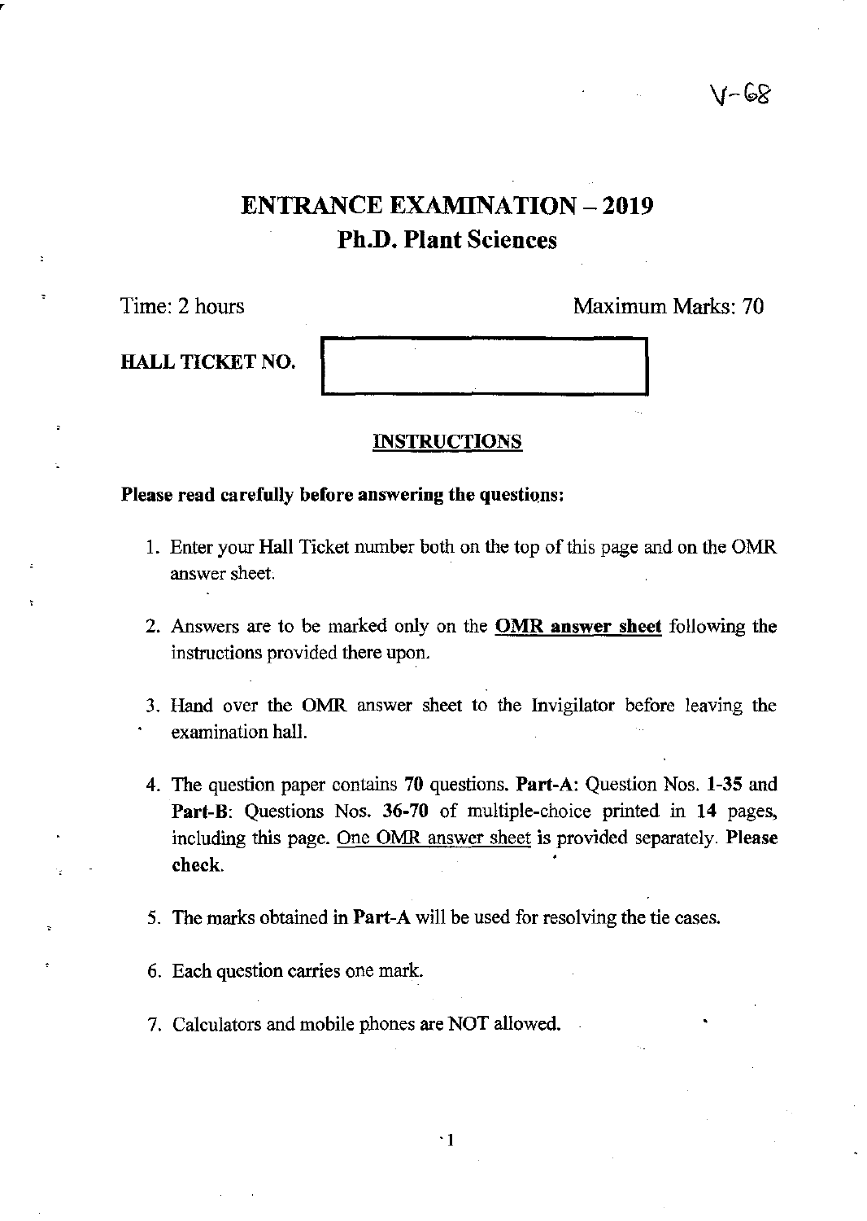V-68

# ENTRANCE EXAMINATION – 2019
## Ph.D. Plant Sciences

Time: 2 hours　　　　　　　　　　　　　　　　　　Maximum Marks: 70

**HALL TICKET NO.**

### INSTRUCTIONS

**Please read carefully before answering the questions:**

1. Enter your Hall Ticket number both on the top of this page and on the OMR answer sheet.
2. Answers are to be marked only on the **OMR answer sheet** following the instructions provided there upon.
3. Hand over the OMR answer sheet to the Invigilator before leaving the examination hall.
4. The question paper contains **70** questions. **Part-A**: Question Nos. **1-35** and **Part-B**: Questions Nos. **36-70** of multiple-choice printed in **14** pages, including this page. One OMR answer sheet is provided separately. **Please check.**
5. The marks obtained in **Part-A** will be used for resolving the tie cases.
6. Each question carries one mark.
7. Calculators and mobile phones are NOT allowed.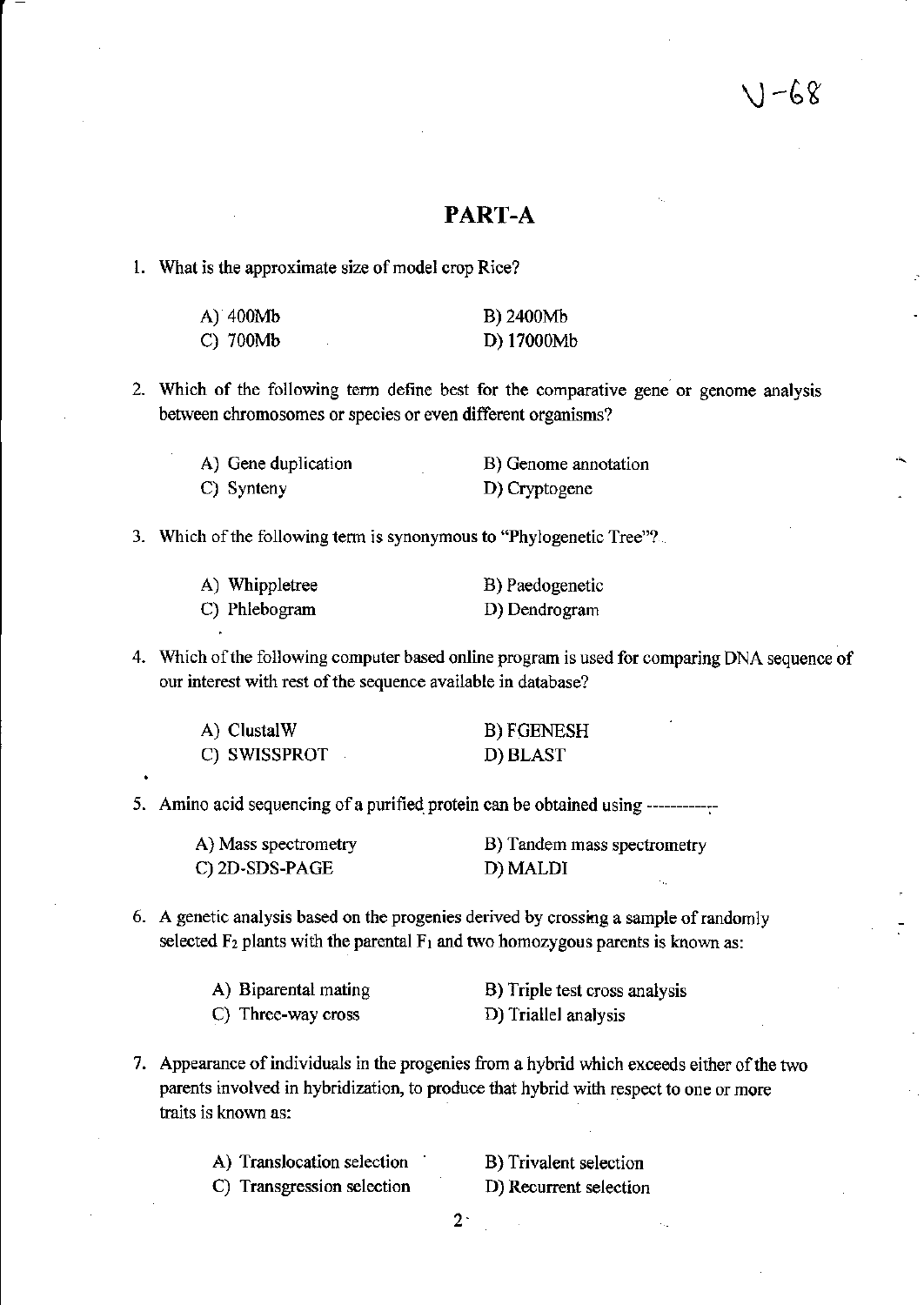V-68

## PART-A

1. What is the approximate size of model crop Rice?

   A) 400Mb    B) 2400Mb
   C) 700Mb    D) 17000Mb

2. Which of the following term define best for the comparative gene or genome analysis between chromosomes or species or even different organisms?

   A) Gene duplication    B) Genome annotation
   C) Synteny    D) Cryptogene

3. Which of the following term is synonymous to "Phylogenetic Tree"?

   A) Whippletree    B) Paedogenetic
   C) Phlebogram    D) Dendrogram

4. Which of the following computer based online program is used for comparing DNA sequence of our interest with rest of the sequence available in database?

   A) ClustalW    B) FGENESH
   C) SWISSPROT    D) BLAST

5. Amino acid sequencing of a purified protein can be obtained using ----------

   A) Mass spectrometry    B) Tandem mass spectrometry
   C) 2D-SDS-PAGE    D) MALDI

6. A genetic analysis based on the progenies derived by crossing a sample of randomly selected $F_2$ plants with the parental $F_1$ and two homozygous parents is known as:

   A) Biparental mating    B) Triple test cross analysis
   C) Three-way cross    D) Triallel analysis

7. Appearance of individuals in the progenies from a hybrid which exceeds either of the two parents involved in hybridization, to produce that hybrid with respect to one or more traits is known as:

   A) Translocation selection    B) Trivalent selection
   C) Transgression selection    D) Recurrent selection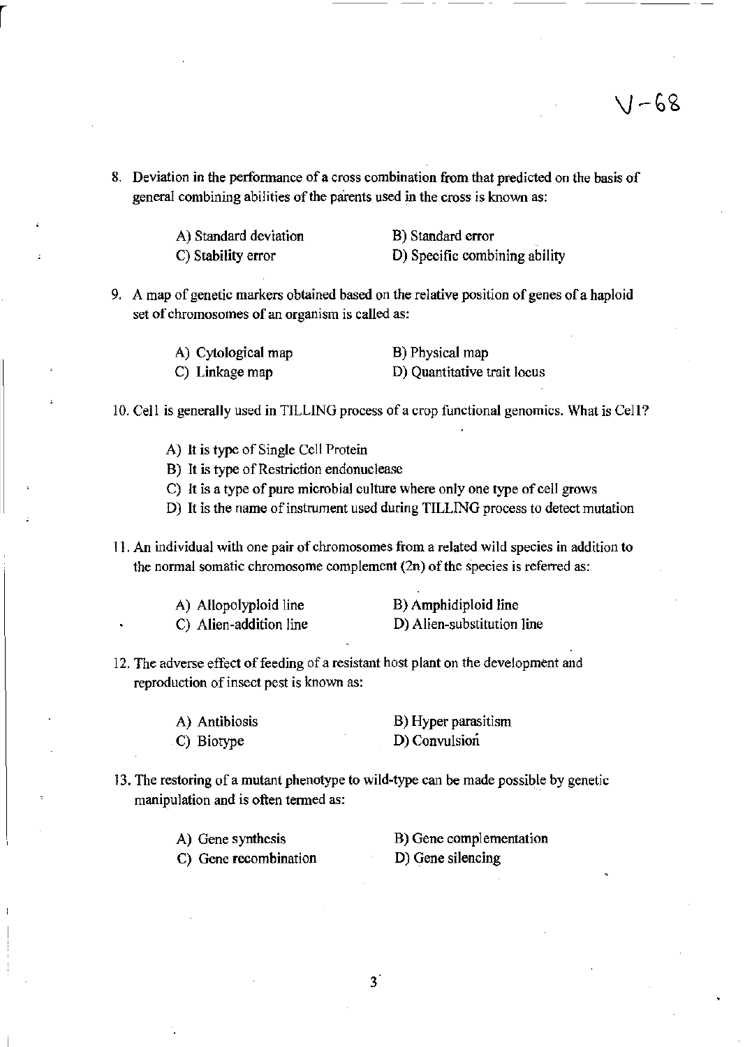V-68

8. Deviation in the performance of a cross combination from that predicted on the basis of general combining abilities of the parents used in the cross is known as:

   A) Standard deviation
   B) Standard error
   C) Stability error
   D) Specific combining ability

9. A map of genetic markers obtained based on the relative position of genes of a haploid set of chromosomes of an organism is called as:

   A) Cytological map
   B) Physical map
   C) Linkage map
   D) Quantitative trait locus

10. Cel1 is generally used in TILLING process of a crop functional genomics. What is Cel1?

    A) It is type of Single Cell Protein
    B) It is type of Restriction endonuclease
    C) It is a type of pure microbial culture where only one type of cell grows
    D) It is the name of instrument used during TILLING process to detect mutation

11. An individual with one pair of chromosomes from a related wild species in addition to the normal somatic chromosome complement (2n) of the species is referred as:

    A) Allopolyploid line
    B) Amphidiploid line
    C) Alien-addition line
    D) Alien-substitution line

12. The adverse effect of feeding of a resistant host plant on the development and reproduction of insect pest is known as:

    A) Antibiosis
    B) Hyper parasitism
    C) Biotype
    D) Convulsion

13. The restoring of a mutant phenotype to wild-type can be made possible by genetic manipulation and is often termed as:

    A) Gene synthesis
    B) Gene complementation
    C) Gene recombination
    D) Gene silencing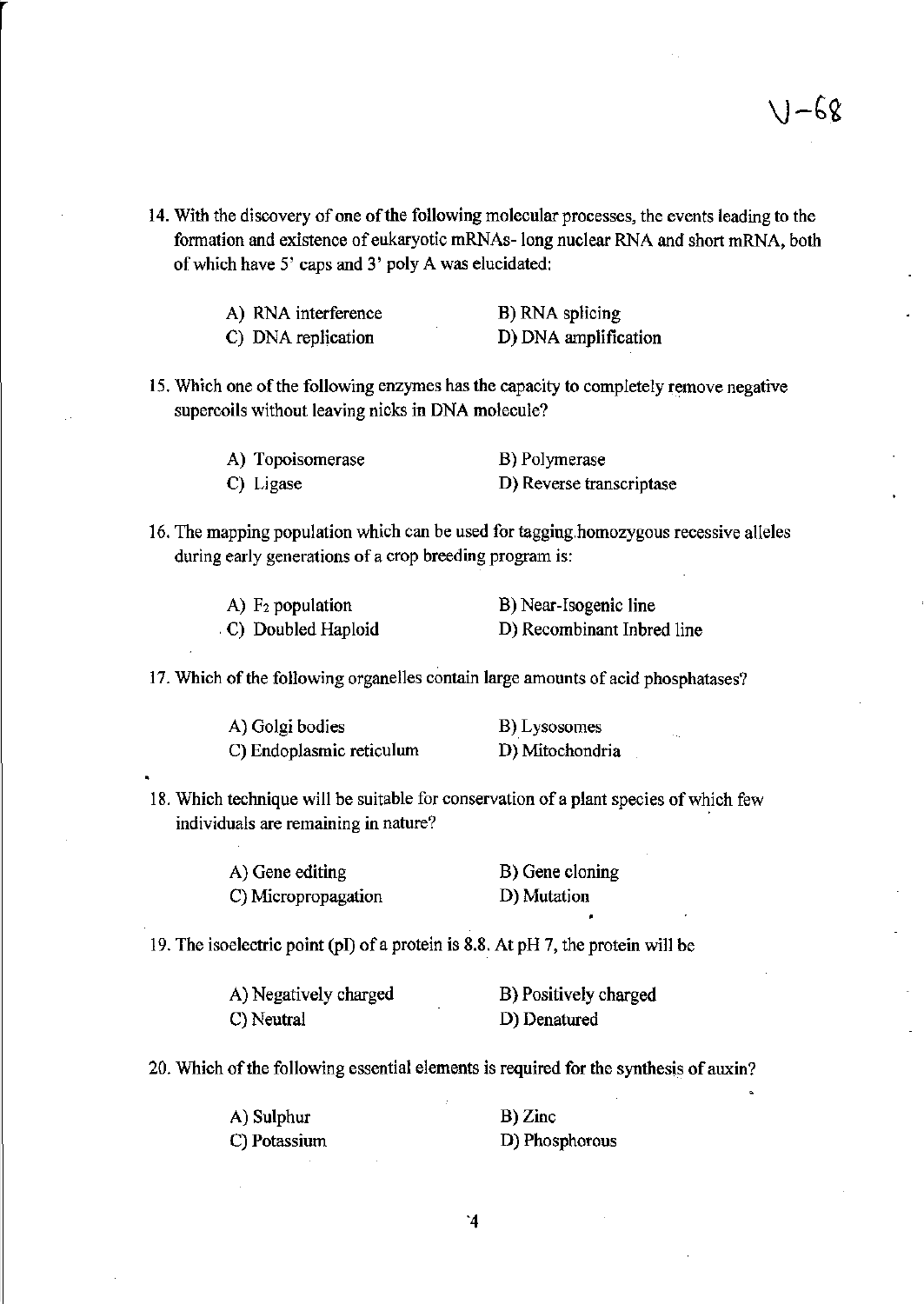14. With the discovery of one of the following molecular processes, the events leading to the formation and existence of eukaryotic mRNAs- long nuclear RNA and short mRNA, both of which have 5' caps and 3' poly A was elucidated:

A) RNA interference
B) RNA splicing
C) DNA replication
D) DNA amplification

15. Which one of the following enzymes has the capacity to completely remove negative supercoils without leaving nicks in DNA molecule?

A) Topoisomerase
B) Polymerase
C) Ligase
D) Reverse transcriptase

16. The mapping population which can be used for tagging homozygous recessive alleles during early generations of a crop breeding program is:

A) $F_2$ population
B) Near-Isogenic line
C) Doubled Haploid
D) Recombinant Inbred line

17. Which of the following organelles contain large amounts of acid phosphatases?

A) Golgi bodies
B) Lysosomes
C) Endoplasmic reticulum
D) Mitochondria

18. Which technique will be suitable for conservation of a plant species of which few individuals are remaining in nature?

A) Gene editing
B) Gene cloning
C) Micropropagation
D) Mutation

19. The isoelectric point (pI) of a protein is 8.8. At pH 7, the protein will be

A) Negatively charged
B) Positively charged
C) Neutral
D) Denatured

20. Which of the following essential elements is required for the synthesis of auxin?

A) Sulphur
B) Zinc
C) Potassium
D) Phosphorous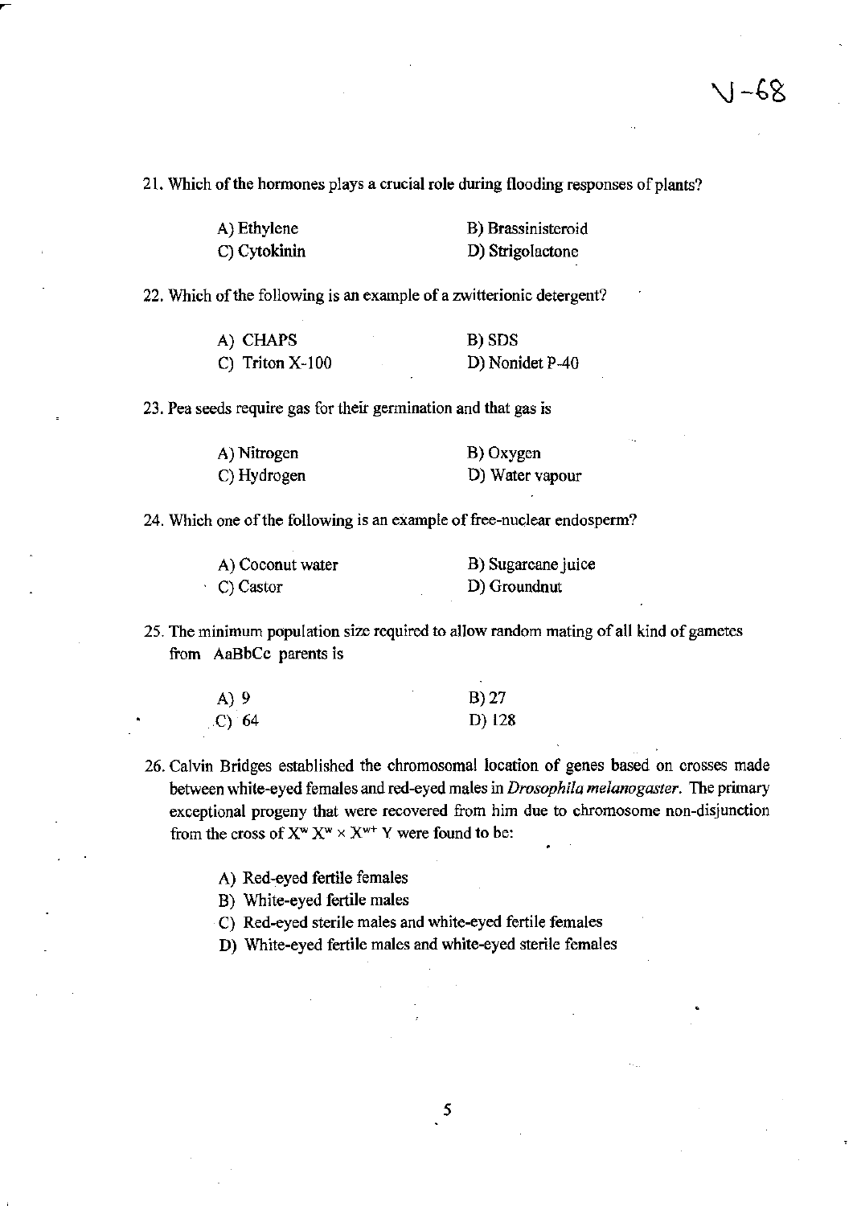V-68

21. Which of the hormones plays a crucial role during flooding responses of plants?

A) Ethylene
B) Brassinisteroid
C) Cytokinin
D) Strigolactone

22. Which of the following is an example of a zwitterionic detergent?

A) CHAPS
B) SDS
C) Triton X-100
D) Nonidet P-40

23. Pea seeds require gas for their germination and that gas is

A) Nitrogen
B) Oxygen
C) Hydrogen
D) Water vapour

24. Which one of the following is an example of free-nuclear endosperm?

A) Coconut water
B) Sugarcane juice
C) Castor
D) Groundnut

25. The minimum population size required to allow random mating of all kind of gametes from AaBbCc parents is

A) 9
B) 27
C) 64
D) 128

26. Calvin Bridges established the chromosomal location of genes based on crosses made between white-eyed females and red-eyed males in *Drosophila melanogaster*. The primary exceptional progeny that were recovered from him due to chromosome non-disjunction from the cross of $X^{w} X^{w} \times X^{w+} Y$ were found to be:

A) Red-eyed fertile females
B) White-eyed fertile males
C) Red-eyed sterile males and white-eyed fertile females
D) White-eyed fertile males and white-eyed sterile females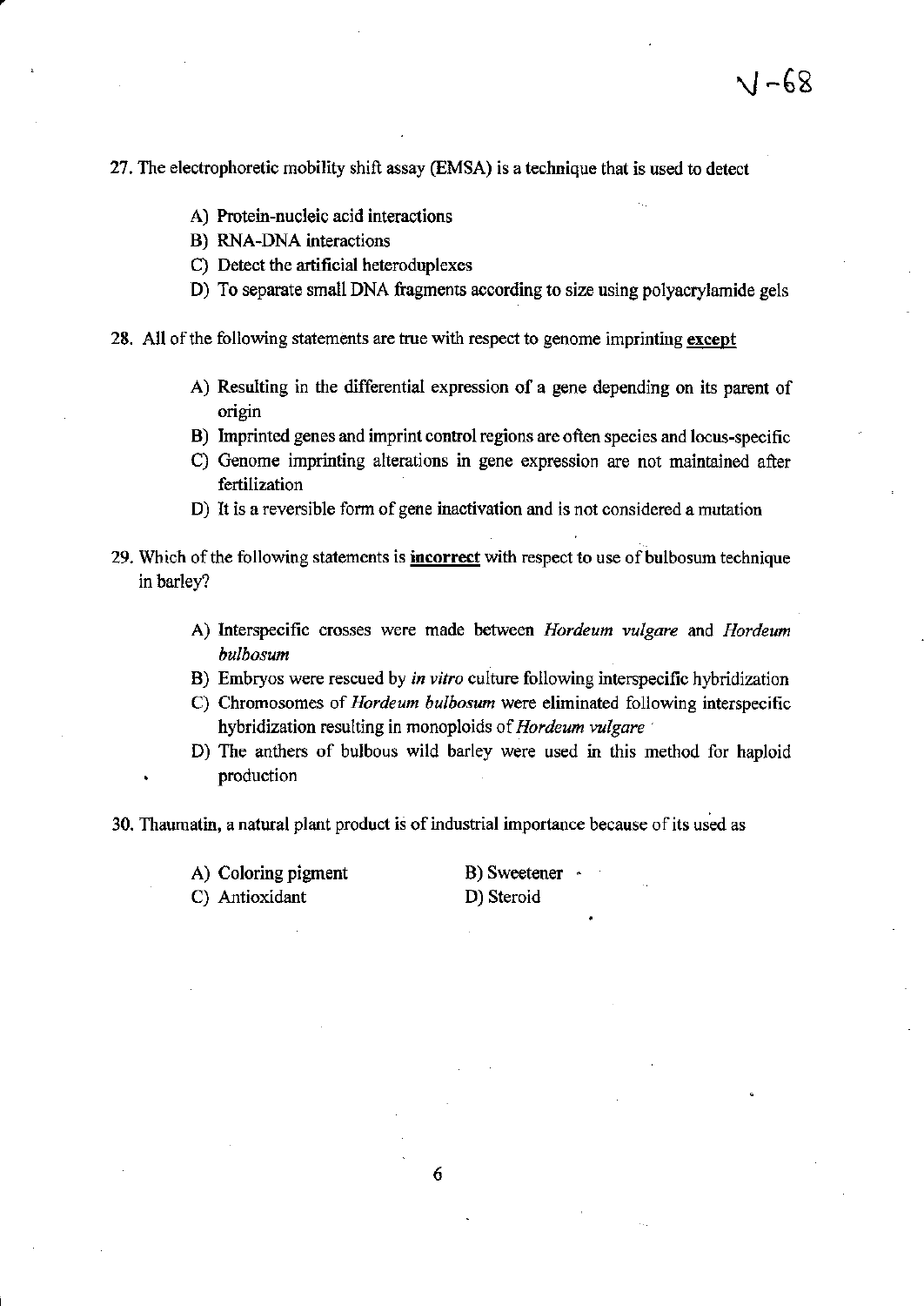27. The electrophoretic mobility shift assay (EMSA) is a technique that is used to detect

    A) Protein-nucleic acid interactions
    B) RNA-DNA interactions
    C) Detect the artificial heteroduplexes
    D) To separate small DNA fragments according to size using polyacrylamide gels

28. All of the following statements are true with respect to genome imprinting **except**

    A) Resulting in the differential expression of a gene depending on its parent of origin
    B) Imprinted genes and imprint control regions are often species and locus-specific
    C) Genome imprinting alterations in gene expression are not maintained after fertilization
    D) It is a reversible form of gene inactivation and is not considered a mutation

29. Which of the following statements is **incorrect** with respect to use of bulbosum technique in barley?

    A) Interspecific crosses were made between *Hordeum vulgare* and *Hordeum bulbosum*
    B) Embryos were rescued by *in vitro* culture following interspecific hybridization
    C) Chromosomes of *Hordeum bulbosum* were eliminated following interspecific hybridization resulting in monoploids of *Hordeum vulgare*
    D) The anthers of bulbous wild barley were used in this method for haploid production

30. Thaumatin, a natural plant product is of industrial importance because of its used as

    A) Coloring pigment
    B) Sweetener
    C) Antioxidant
    D) Steroid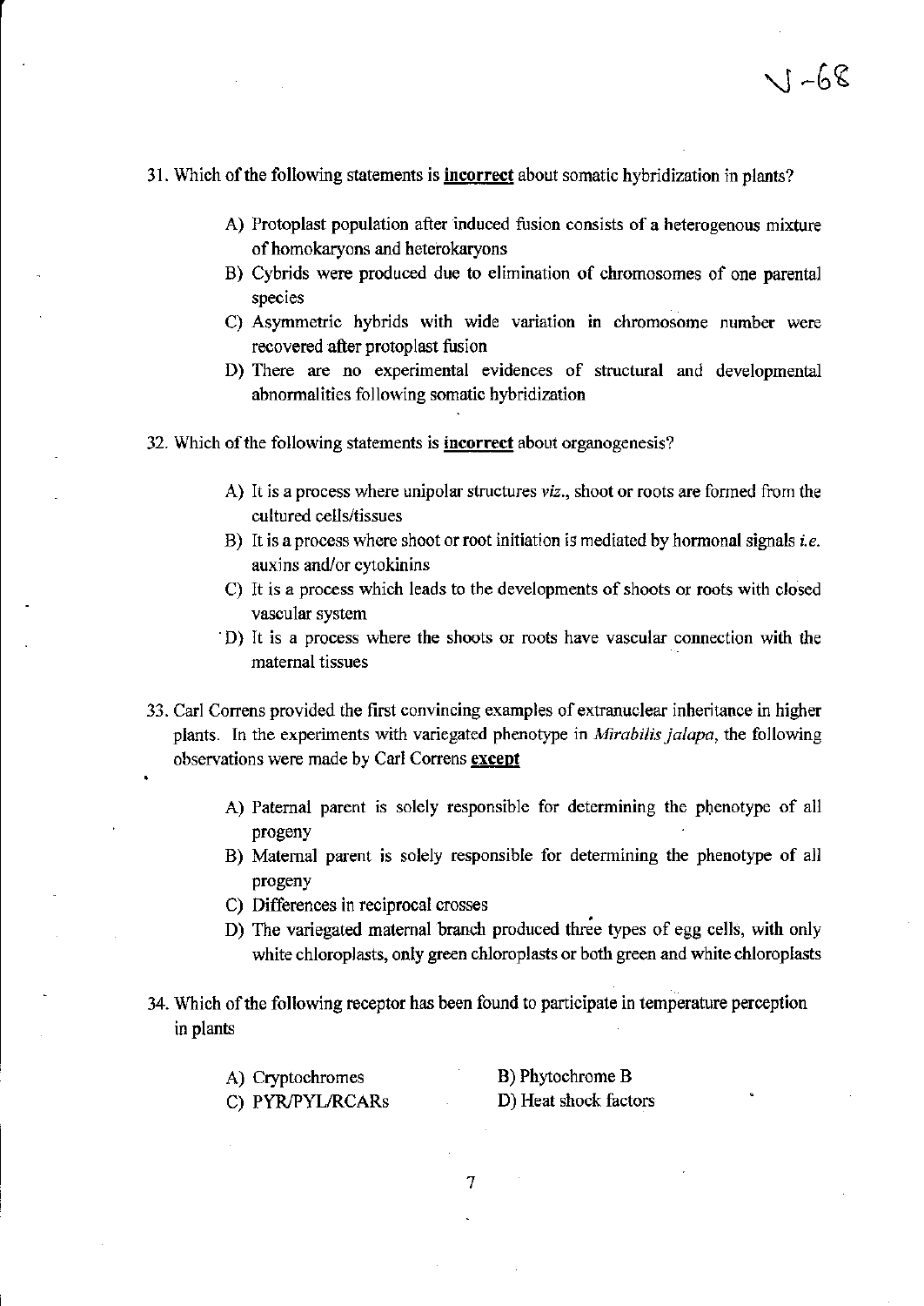31. Which of the following statements is **incorrect** about somatic hybridization in plants?

A) Protoplast population after induced fusion consists of a heterogenous mixture of homokaryons and heterokaryons

B) Cybrids were produced due to elimination of chromosomes of one parental species

C) Asymmetric hybrids with wide variation in chromosome number were recovered after protoplast fusion

D) There are no experimental evidences of structural and developmental abnormalities following somatic hybridization

32. Which of the following statements is **incorrect** about organogenesis?

A) It is a process where unipolar structures *viz.*, shoot or roots are formed from the cultured cells/tissues

B) It is a process where shoot or root initiation is mediated by hormonal signals *i.e.* auxins and/or cytokinins

C) It is a process which leads to the developments of shoots or roots with closed vascular system

D) It is a process where the shoots or roots have vascular connection with the maternal tissues

33. Carl Correns provided the first convincing examples of extranuclear inheritance in higher plants. In the experiments with variegated phenotype in *Mirabilis jalapa*, the following observations were made by Carl Correns **except**

A) Paternal parent is solely responsible for determining the phenotype of all progeny

B) Maternal parent is solely responsible for determining the phenotype of all progeny

C) Differences in reciprocal crosses

D) The variegated maternal branch produced three types of egg cells, with only white chloroplasts, only green chloroplasts or both green and white chloroplasts

34. Which of the following receptor has been found to participate in temperature perception in plants

A) Cryptochromes

B) Phytochrome B

C) PYR/PYL/RCARs

D) Heat shock factors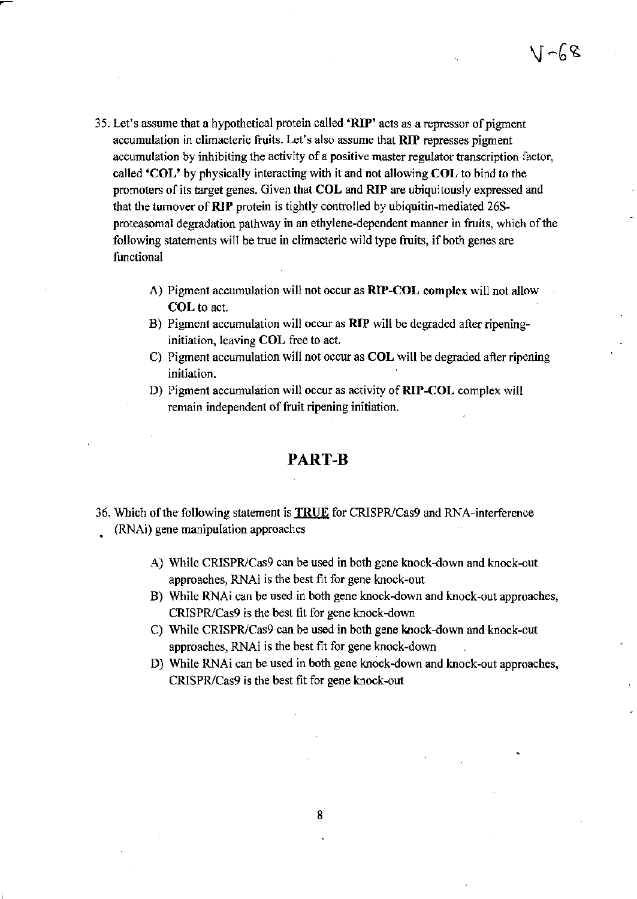35. Let's assume that a hypothetical protein called '**RIP**' acts as a repressor of pigment accumulation in climacteric fruits. Let's also assume that **RIP** represses pigment accumulation by inhibiting the activity of a **positive** master regulator transcription factor, called '**COL**' by physically interacting with it and not allowing **COL** to bind to the promoters of its target genes. Given that **COL** and **RIP** are ubiquitously expressed and that the turnover of **RIP** protein is tightly controlled by ubiquitin-mediated 26S-proteasomal degradation pathway in an ethylene-dependent manner in fruits, which of the following statements will be true in climacteric wild type fruits, if both genes are functional

    A) Pigment accumulation will not occur as **RIP-COL complex** will not allow **COL** to act.
    B) Pigment accumulation will occur as **RIP** will be degraded after ripening-initiation, leaving **COL** free to act.
    C) Pigment accumulation will not occur as **COL** will be degraded after ripening initiation.
    D) Pigment accumulation will occur as activity of **RIP-COL** complex will remain independent of fruit ripening initiation.

## PART-B

36. Which of the following statement is **TRUE** for CRISPR/Cas9 and RNA-interference (RNAi) gene manipulation approaches

    A) While CRISPR/Cas9 can be used in both gene knock-down and knock-out approaches, RNAi is the best fit for gene knock-out
    B) While RNAi can be used in both gene knock-down and knock-out approaches, CRISPR/Cas9 is the best fit for gene knock-down
    C) While CRISPR/Cas9 can be used in both gene knock-down and knock-out approaches, RNAi is the best fit for gene knock-down
    D) While RNAi can be used in both gene knock-down and knock-out approaches, CRISPR/Cas9 is the best fit for gene knock-out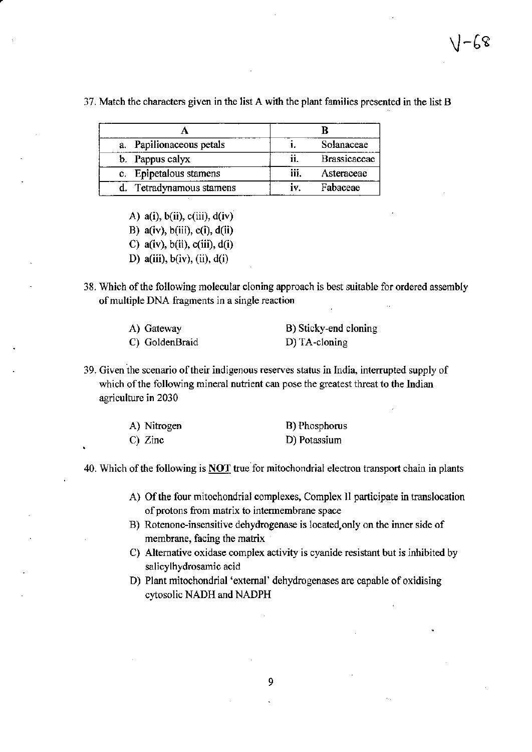V-68

37. Match the characters given in the list A with the plant families presented in the list B

| A | B |
|---|---|
| a. Papilionaceous petals | i. Solanaceae |
| b. Pappus calyx | ii. Brassicaceae |
| c. Epipetalous stamens | iii. Asteraceae |
| d. Tetradynamous stamens | iv. Fabaceae |

A) a(i), b(ii), c(iii), d(iv)
B) a(iv), b(iii), c(i), d(ii)
C) a(iv), b(ii), c(iii), d(i)
D) a(iii), b(iv), (ii), d(i)

38. Which of the following molecular cloning approach is best suitable for ordered assembly of multiple DNA fragments in a single reaction

A) Gateway
B) Sticky-end cloning
C) GoldenBraid
D) TA-cloning

39. Given the scenario of their indigenous reserves status in India, interrupted supply of which of the following mineral nutrient can pose the greatest threat to the Indian agriculture in 2030

A) Nitrogen
B) Phosphorus
C) Zinc
D) Potassium

40. Which of the following is **NOT** true for mitochondrial electron transport chain in plants

A) Of the four mitochondrial complexes, Complex II participate in translocation of protons from matrix to intermembrane space
B) Rotenone-insensitive dehydrogenase is located only on the inner side of membrane, facing the matrix
C) Alternative oxidase complex activity is cyanide resistant but is inhibited by salicylhydrosamic acid
D) Plant mitochondrial 'external' dehydrogenases are capable of oxidising cytosolic NADH and NADPH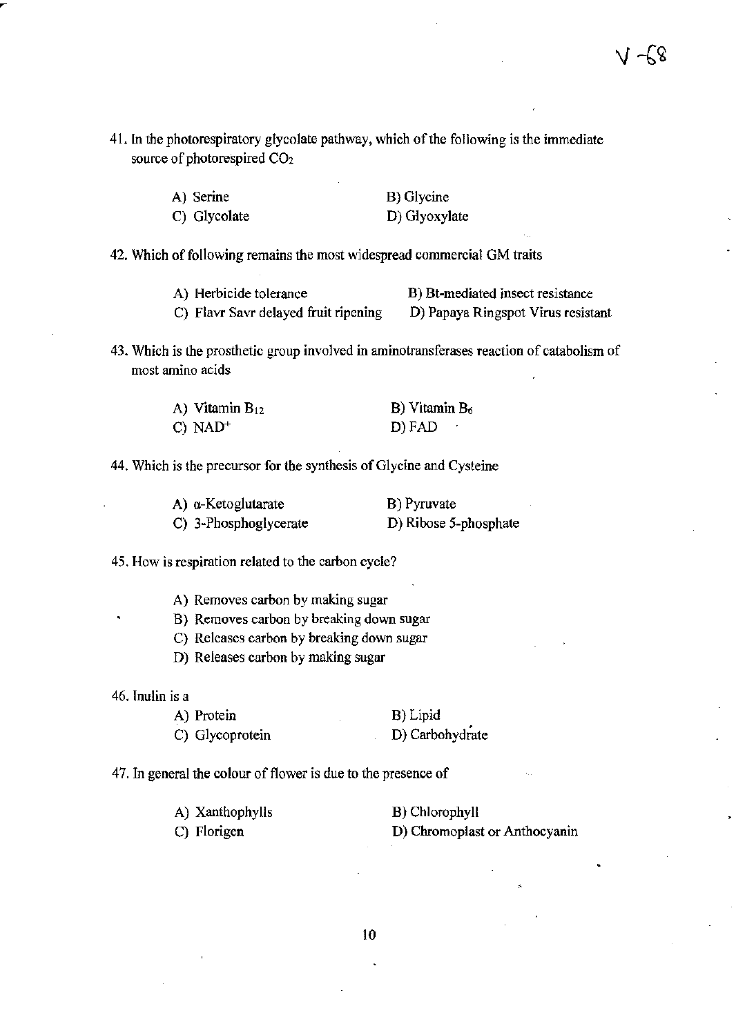V-68

41. In the photorespiratory glycolate pathway, which of the following is the immediate source of photorespired $CO_2$

A) Serine
B) Glycine
C) Glycolate
D) Glyoxylate

42. Which of following remains the most widespread commercial GM traits

A) Herbicide tolerance
B) Bt-mediated insect resistance
C) Flavr Savr delayed fruit ripening
D) Papaya Ringspot Virus resistant

43. Which is the prosthetic group involved in aminotransferases reaction of catabolism of most amino acids

A) Vitamin $B_{12}$
B) Vitamin $B_6$
C) $NAD^+$
D) FAD

44. Which is the precursor for the synthesis of Glycine and Cysteine

A) α-Ketoglutarate
B) Pyruvate
C) 3-Phosphoglycerate
D) Ribose 5-phosphate

45. How is respiration related to the carbon cycle?

A) Removes carbon by making sugar
B) Removes carbon by breaking down sugar
C) Releases carbon by breaking down sugar
D) Releases carbon by making sugar

46. Inulin is a

A) Protein
B) Lipid
C) Glycoprotein
D) Carbohydrate

47. In general the colour of flower is due to the presence of

A) Xanthophylls
B) Chlorophyll
C) Florigen
D) Chromoplast or Anthocyanin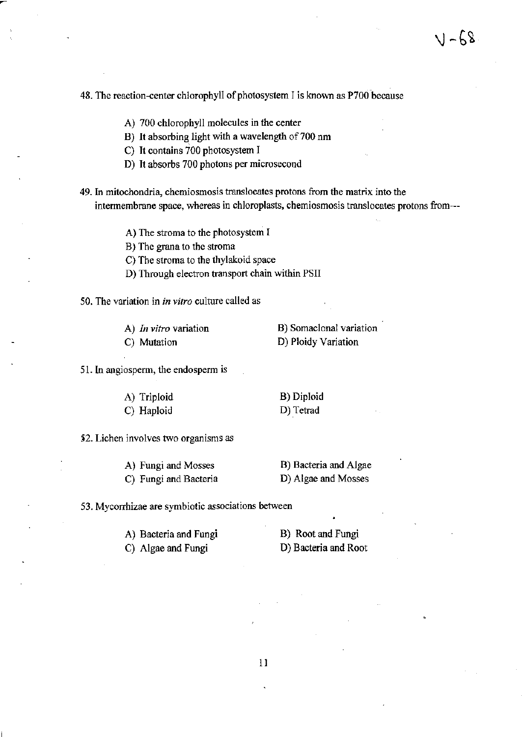48. The reaction-center chlorophyll of photosystem I is known as P700 because

A) 700 chlorophyll molecules in the center

B) It absorbing light with a wavelength of 700 nm

C) It contains 700 photosystem I

D) It absorbs 700 photons per microsecond

49. In mitochondria, chemiosmosis translocates protons from the matrix into the intermembrane space, whereas in chloroplasts, chemiosmosis translocates protons from---

A) The stroma to the photosystem I

B) The grana to the stroma

C) The stroma to the thylakoid space

D) Through electron transport chain within PSII

50. The variation in *in vitro* culture called as

A) *In vitro* variation

B) Somaclonal variation

C) Mutation

D) Ploidy Variation

51. In angiosperm, the endosperm is

A) Triploid

B) Diploid

C) Haploid

D) Tetrad

52. Lichen involves two organisms as

A) Fungi and Mosses

B) Bacteria and Algae

C) Fungi and Bacteria

D) Algae and Mosses

53. Mycorrhizae are symbiotic associations between

A) Bacteria and Fungi

B) Root and Fungi

C) Algae and Fungi

D) Bacteria and Root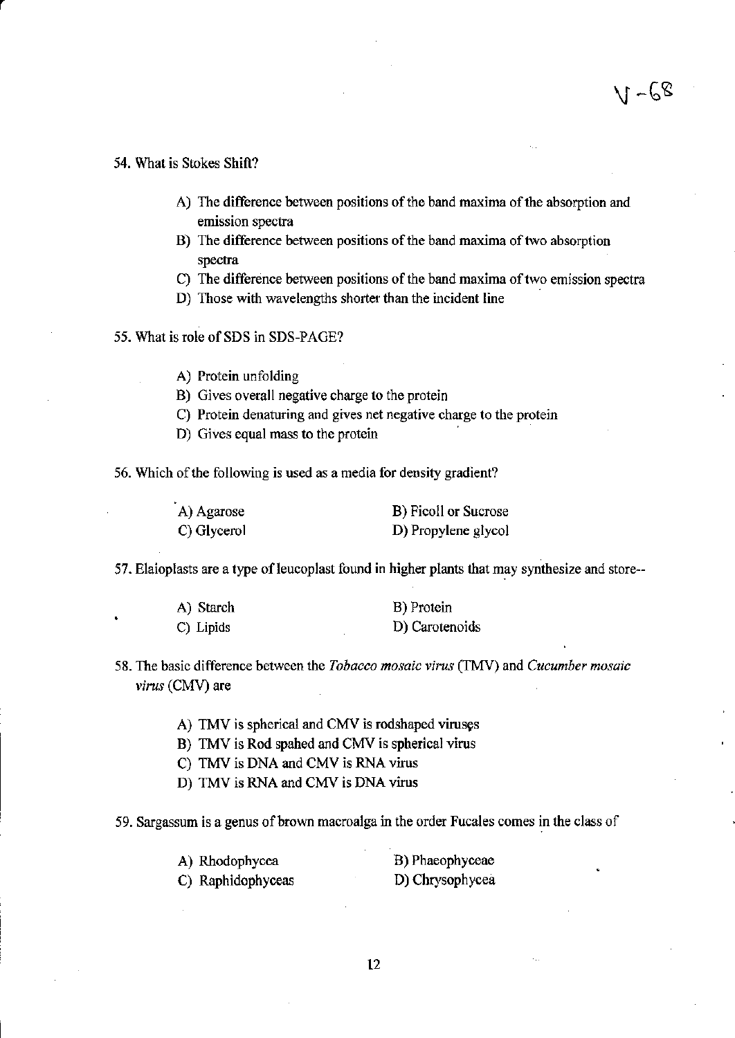54. What is Stokes Shift?

- A) The difference between positions of the band maxima of the absorption and emission spectra
- B) The difference between positions of the band maxima of two absorption spectra
- C) The difference between positions of the band maxima of two emission spectra
- D) Those with wavelengths shorter than the incident line

55. What is role of SDS in SDS-PAGE?

- A) Protein unfolding
- B) Gives overall negative charge to the protein
- C) Protein denaturing and gives net negative charge to the protein
- D) Gives equal mass to the protein

56. Which of the following is used as a media for density gradient?

- A) Agarose
- B) Ficoll or Sucrose
- C) Glycerol
- D) Propylene glycol

57. Elaioplasts are a type of leucoplast found in higher plants that may synthesize and store--

- A) Starch
- B) Protein
- C) Lipids
- D) Carotenoids

58. The basic difference between the *Tobacco mosaic virus* (TMV) and *Cucumber mosaic virus* (CMV) are

- A) TMV is spherical and CMV is rodshaped viruses
- B) TMV is Rod spahed and CMV is spherical virus
- C) TMV is DNA and CMV is RNA virus
- D) TMV is RNA and CMV is DNA virus

59. Sargassum is a genus of brown macroalga in the order Fucales comes in the class of

- A) Rhodophycea
- B) Phaeophyceae
- C) Raphidophyceas
- D) Chrysophycea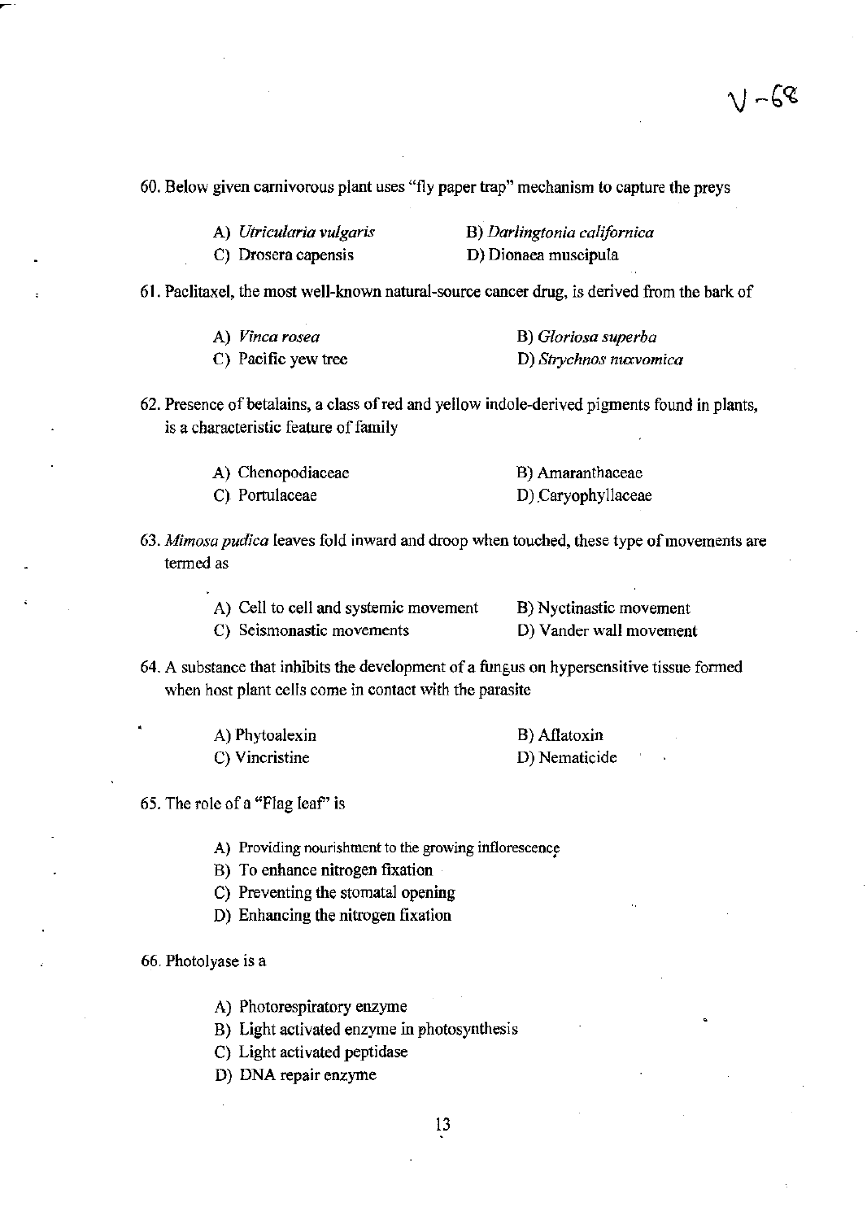60. Below given carnivorous plant uses "fly paper trap" mechanism to capture the preys

A) *Utricularia vulgaris*
B) *Darlingtonia californica*
C) Drosera capensis
D) Dionaea muscipula

61. Paclitaxel, the most well-known natural-source cancer drug, is derived from the bark of

A) *Vinca rosea*
B) *Gloriosa superba*
C) Pacific yew tree
D) *Strychnos nuxvomica*

62. Presence of betalains, a class of red and yellow indole-derived pigments found in plants, is a characteristic feature of family

A) Chenopodiaceae
B) Amaranthaceae
C) Portulaceae
D) Caryophyllaceae

63. *Mimosa pudica* leaves fold inward and droop when touched, these type of movements are termed as

A) Cell to cell and systemic movement
B) Nyctinastic movement
C) Seismonastic movements
D) Vander wall movement

64. A substance that inhibits the development of a fungus on hypersensitive tissue formed when host plant cells come in contact with the parasite

A) Phytoalexin
B) Aflatoxin
C) Vincristine
D) Nematicide

65. The role of a "Flag leaf" is

A) Providing nourishment to the growing inflorescence
B) To enhance nitrogen fixation
C) Preventing the stomatal opening
D) Enhancing the nitrogen fixation

66. Photolyase is a

A) Photorespiratory enzyme
B) Light activated enzyme in photosynthesis
C) Light activated peptidase
D) DNA repair enzyme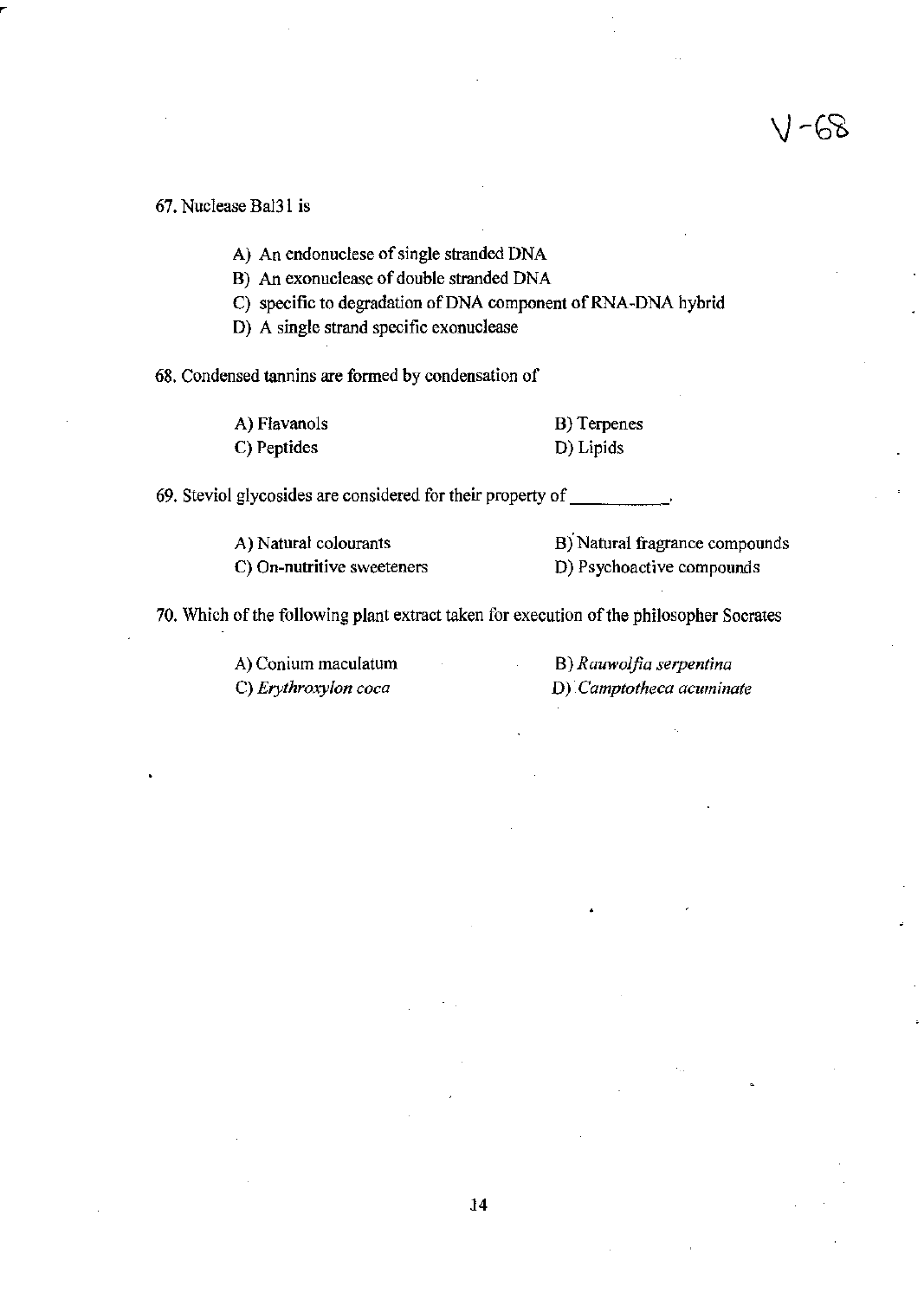V-68

67. Nuclease Bal31 is

A) An endonuclese of single stranded DNA
B) An exonuclease of double stranded DNA
C) specific to degradation of DNA component of RNA-DNA hybrid
D) A single strand specific exonuclease

68. Condensed tannins are formed by condensation of

A) Flavanols
B) Terpenes
C) Peptides
D) Lipids

69. Steviol glycosides are considered for their property of ________.

A) Natural colourants
B) Natural fragrance compounds
C) On-nutritive sweeteners
D) Psychoactive compounds

70. Which of the following plant extract taken for execution of the philosopher Socrates

A) Conium maculatum
B) *Rauwolfia serpentina*
C) *Erythroxylon coca*
D) *Camptotheca acuminate*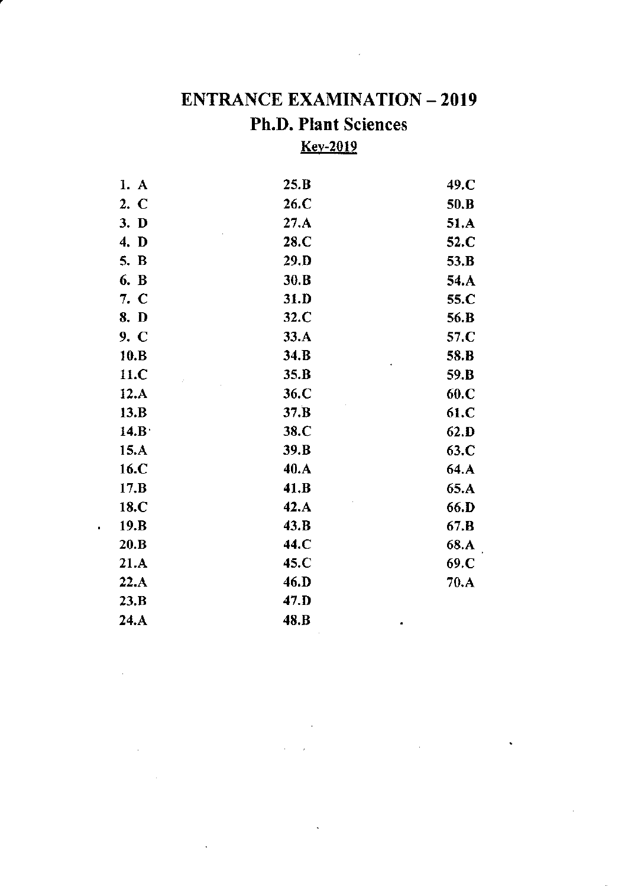# ENTRANCE EXAMINATION – 2019

## Ph.D. Plant Sciences

Key-2019

| | | |
|---|---|---|
| 1. A | 25.B | 49.C |
| 2. C | 26.C | 50.B |
| 3. D | 27.A | 51.A |
| 4. D | 28.C | 52.C |
| 5. B | 29.D | 53.B |
| 6. B | 30.B | 54.A |
| 7. C | 31.D | 55.C |
| 8. D | 32.C | 56.B |
| 9. C | 33.A | 57.C |
| 10.B | 34.B | 58.B |
| 11.C | 35.B | 59.B |
| 12.A | 36.C | 60.C |
| 13.B | 37.B | 61.C |
| 14.B | 38.C | 62.D |
| 15.A | 39.B | 63.C |
| 16.C | 40.A | 64.A |
| 17.B | 41.B | 65.A |
| 18.C | 42.A | 66.D |
| 19.B | 43.B | 67.B |
| 20.B | 44.C | 68.A |
| 21.A | 45.C | 69.C |
| 22.A | 46.D | 70.A |
| 23.B | 47.D | |
| 24.A | 48.B | |